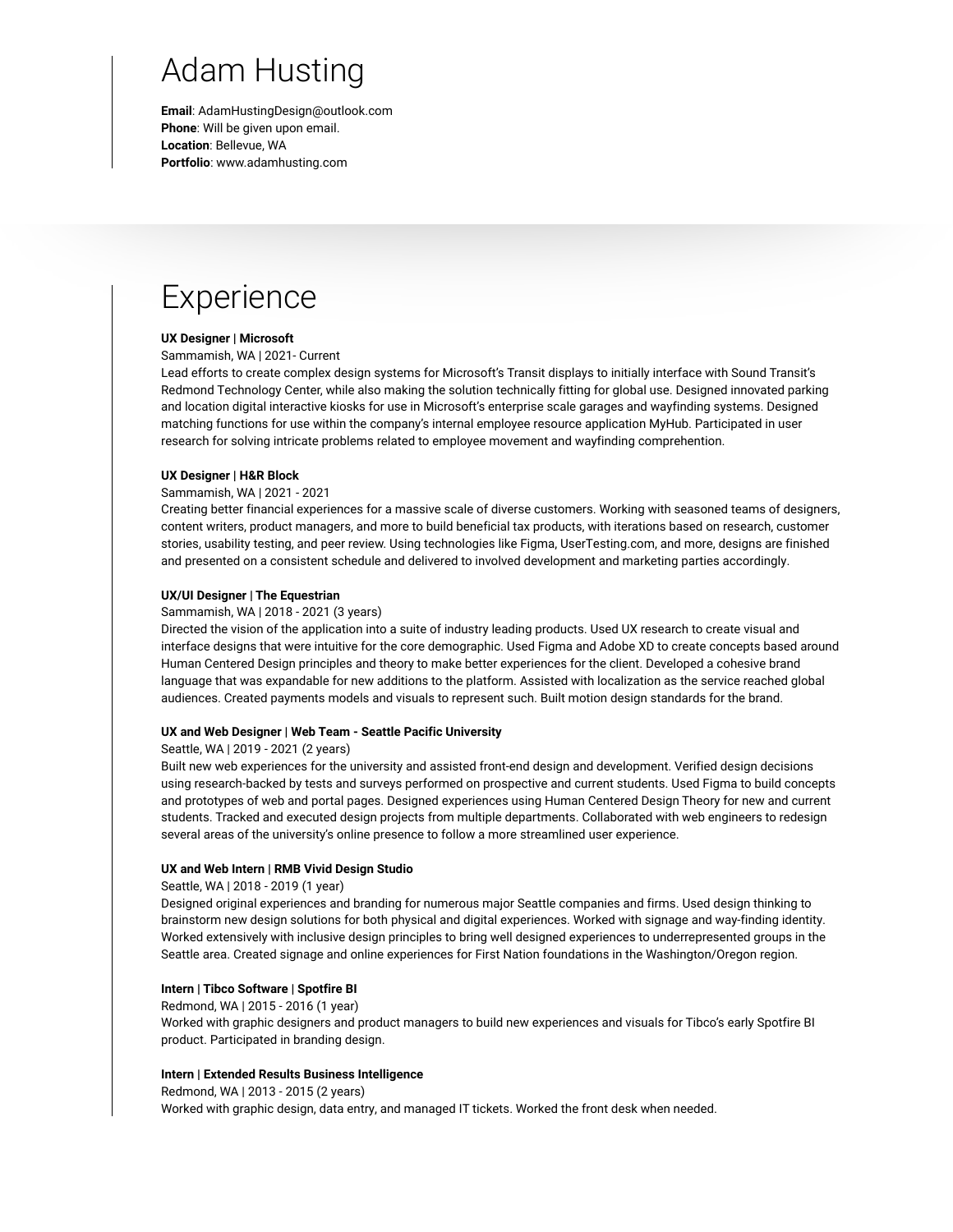# Adam Husting

**Email**: AdamHustingDesign@outlook.com
**Phone**: Will be given upon email.
**Location**: Bellevue, WA
**Portfolio**: www.adamhusting.com

## Experience

**UX Designer | Microsoft**
Sammamish, WA | 2021- Current
Lead efforts to create complex design systems for Microsoft's Transit displays to initially interface with Sound Transit's Redmond Technology Center, while also making the solution technically fitting for global use. Designed innovated parking and location digital interactive kiosks for use in Microsoft's enterprise scale garages and wayfinding systems. Designed matching functions for use within the company's internal employee resource application MyHub. Participated in user research for solving intricate problems related to employee movement and wayfinding comprehention.

**UX Designer | H&R Block**
Sammamish, WA | 2021 - 2021
Creating better financial experiences for a massive scale of diverse customers. Working with seasoned teams of designers, content writers, product managers, and more to build beneficial tax products, with iterations based on research, customer stories, usability testing, and peer review. Using technologies like Figma, UserTesting.com, and more, designs are finished and presented on a consistent schedule and delivered to involved development and marketing parties accordingly.

**UX/UI Designer | The Equestrian**
Sammamish, WA | 2018 - 2021 (3 years)
Directed the vision of the application into a suite of industry leading products. Used UX research to create visual and interface designs that were intuitive for the core demographic. Used Figma and Adobe XD to create concepts based around Human Centered Design principles and theory to make better experiences for the client. Developed a cohesive brand language that was expandable for new additions to the platform. Assisted with localization as the service reached global audiences. Created payments models and visuals to represent such. Built motion design standards for the brand.

**UX and Web Designer | Web Team - Seattle Pacific University**
Seattle, WA | 2019 - 2021 (2 years)
Built new web experiences for the university and assisted front-end design and development. Verified design decisions using research-backed by tests and surveys performed on prospective and current students. Used Figma to build concepts and prototypes of web and portal pages. Designed experiences using Human Centered Design Theory for new and current students. Tracked and executed design projects from multiple departments. Collaborated with web engineers to redesign several areas of the university's online presence to follow a more streamlined user experience.

**UX and Web Intern | RMB Vivid Design Studio**
Seattle, WA | 2018 - 2019 (1 year)
Designed original experiences and branding for numerous major Seattle companies and firms. Used design thinking to brainstorm new design solutions for both physical and digital experiences. Worked with signage and way-finding identity. Worked extensively with inclusive design principles to bring well designed experiences to underrepresented groups in the Seattle area. Created signage and online experiences for First Nation foundations in the Washington/Oregon region.

**Intern | Tibco Software | Spotfire BI**
Redmond, WA | 2015 - 2016 (1 year)
Worked with graphic designers and product managers to build new experiences and visuals for Tibco's early Spotfire BI product. Participated in branding design.

**Intern | Extended Results Business Intelligence**
Redmond, WA | 2013 - 2015 (2 years)
Worked with graphic design, data entry, and managed IT tickets. Worked the front desk when needed.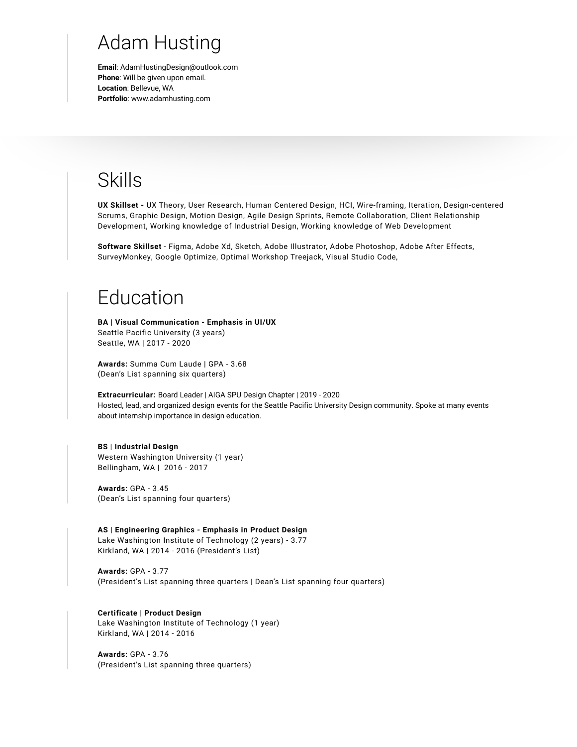# Adam Husting

**Email**: AdamHustingDesign@outlook.com
**Phone**: Will be given upon email.
**Location**: Bellevue, WA
**Portfolio**: www.adamhusting.com

## Skills

**UX Skillset -** UX Theory, User Research, Human Centered Design, HCI, Wire-framing, Iteration, Design-centered Scrums, Graphic Design, Motion Design, Agile Design Sprints, Remote Collaboration, Client Relationship Development, Working knowledge of Industrial Design, Working knowledge of Web Development

**Software Skillset** - Figma, Adobe Xd, Sketch, Adobe Illustrator, Adobe Photoshop, Adobe After Effects, SurveyMonkey, Google Optimize, Optimal Workshop Treejack, Visual Studio Code,

## Education

**BA | Visual Communication - Emphasis in UI/UX**
Seattle Pacific University (3 years)
Seattle, WA | 2017 - 2020

**Awards:** Summa Cum Laude | GPA - 3.68
(Dean's List spanning six quarters)

**Extracurricular:** Board Leader | AIGA SPU Design Chapter | 2019 - 2020
Hosted, lead, and organized design events for the Seattle Pacific University Design community. Spoke at many events about internship importance in design education.

**BS | Industrial Design**
Western Washington University (1 year)
Bellingham, WA | 2016 - 2017

**Awards:** GPA - 3.45
(Dean's List spanning four quarters)

**AS | Engineering Graphics - Emphasis in Product Design**
Lake Washington Institute of Technology (2 years) - 3.77
Kirkland, WA | 2014 - 2016 (President's List)

**Awards:** GPA - 3.77
(President's List spanning three quarters | Dean's List spanning four quarters)

**Certificate | Product Design**
Lake Washington Institute of Technology (1 year)
Kirkland, WA | 2014 - 2016

**Awards:** GPA - 3.76
(President's List spanning three quarters)